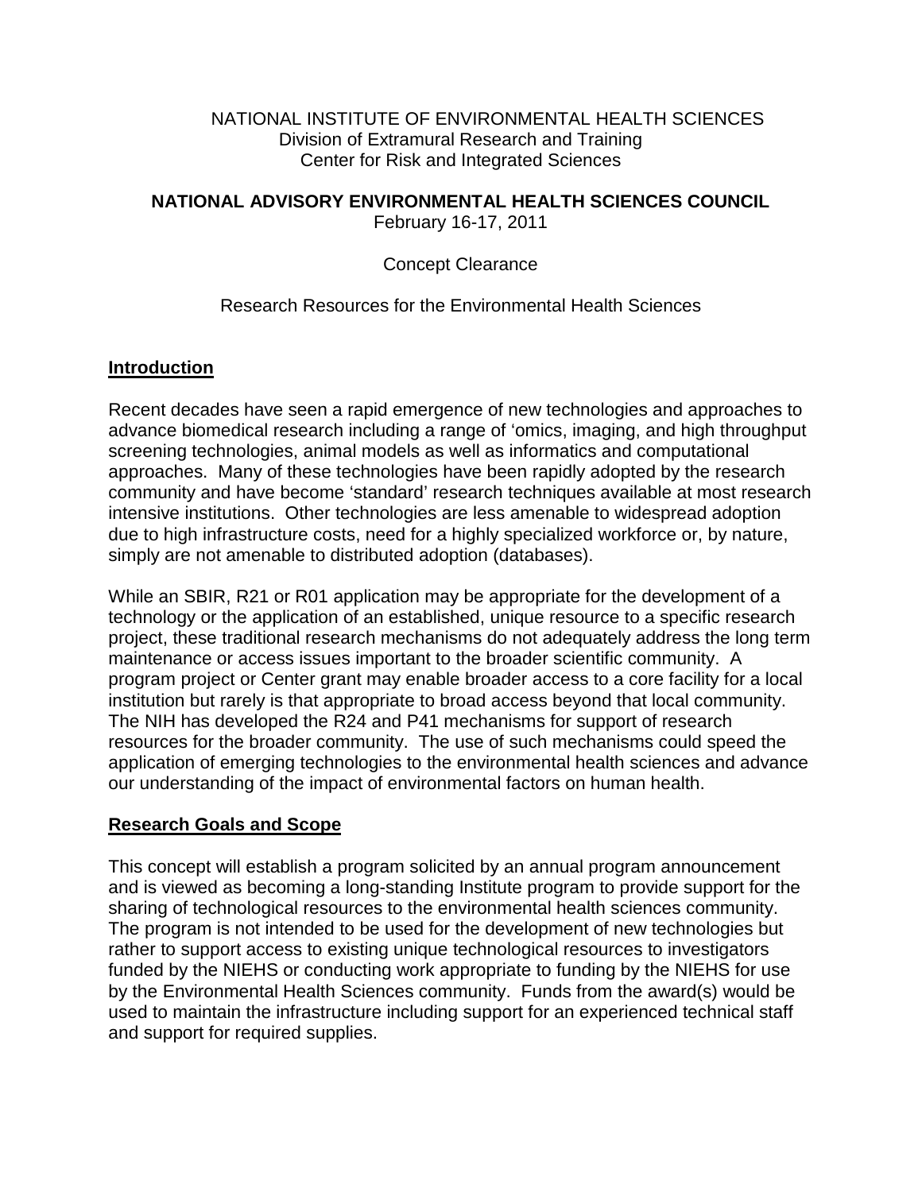NATIONAL INSTITUTE OF ENVIRONMENTAL HEALTH SCIENCES
Division of Extramural Research and Training
Center for Risk and Integrated Sciences

**NATIONAL ADVISORY ENVIRONMENTAL HEALTH SCIENCES COUNCIL**
February 16-17, 2011

Concept Clearance

Research Resources for the Environmental Health Sciences

## Introduction

Recent decades have seen a rapid emergence of new technologies and approaches to advance biomedical research including a range of 'omics, imaging, and high throughput screening technologies, animal models as well as informatics and computational approaches. Many of these technologies have been rapidly adopted by the research community and have become 'standard' research techniques available at most research intensive institutions. Other technologies are less amenable to widespread adoption due to high infrastructure costs, need for a highly specialized workforce or, by nature, simply are not amenable to distributed adoption (databases).

While an SBIR, R21 or R01 application may be appropriate for the development of a technology or the application of an established, unique resource to a specific research project, these traditional research mechanisms do not adequately address the long term maintenance or access issues important to the broader scientific community. A program project or Center grant may enable broader access to a core facility for a local institution but rarely is that appropriate to broad access beyond that local community. The NIH has developed the R24 and P41 mechanisms for support of research resources for the broader community. The use of such mechanisms could speed the application of emerging technologies to the environmental health sciences and advance our understanding of the impact of environmental factors on human health.

## Research Goals and Scope

This concept will establish a program solicited by an annual program announcement and is viewed as becoming a long-standing Institute program to provide support for the sharing of technological resources to the environmental health sciences community. The program is not intended to be used for the development of new technologies but rather to support access to existing unique technological resources to investigators funded by the NIEHS or conducting work appropriate to funding by the NIEHS for use by the Environmental Health Sciences community. Funds from the award(s) would be used to maintain the infrastructure including support for an experienced technical staff and support for required supplies.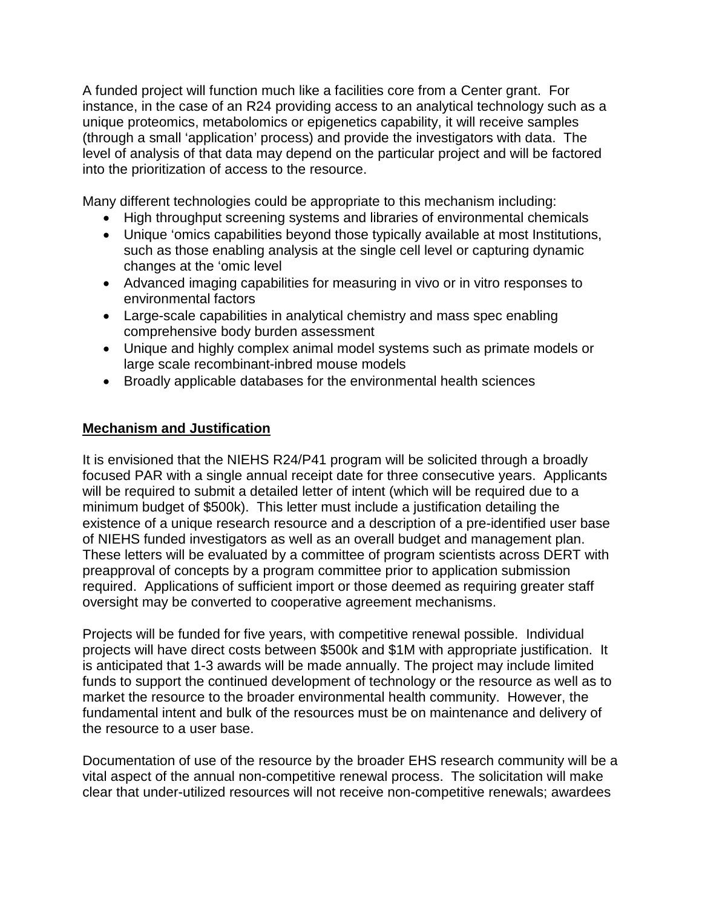A funded project will function much like a facilities core from a Center grant. For instance, in the case of an R24 providing access to an analytical technology such as a unique proteomics, metabolomics or epigenetics capability, it will receive samples (through a small 'application' process) and provide the investigators with data. The level of analysis of that data may depend on the particular project and will be factored into the prioritization of access to the resource.

Many different technologies could be appropriate to this mechanism including:

- High throughput screening systems and libraries of environmental chemicals
- Unique 'omics capabilities beyond those typically available at most Institutions, such as those enabling analysis at the single cell level or capturing dynamic changes at the 'omic level
- Advanced imaging capabilities for measuring in vivo or in vitro responses to environmental factors
- Large-scale capabilities in analytical chemistry and mass spec enabling comprehensive body burden assessment
- Unique and highly complex animal model systems such as primate models or large scale recombinant-inbred mouse models
- Broadly applicable databases for the environmental health sciences

## Mechanism and Justification

It is envisioned that the NIEHS R24/P41 program will be solicited through a broadly focused PAR with a single annual receipt date for three consecutive years. Applicants will be required to submit a detailed letter of intent (which will be required due to a minimum budget of $500k). This letter must include a justification detailing the existence of a unique research resource and a description of a pre-identified user base of NIEHS funded investigators as well as an overall budget and management plan. These letters will be evaluated by a committee of program scientists across DERT with preapproval of concepts by a program committee prior to application submission required. Applications of sufficient import or those deemed as requiring greater staff oversight may be converted to cooperative agreement mechanisms.

Projects will be funded for five years, with competitive renewal possible. Individual projects will have direct costs between $500k and $1M with appropriate justification. It is anticipated that 1-3 awards will be made annually. The project may include limited funds to support the continued development of technology or the resource as well as to market the resource to the broader environmental health community. However, the fundamental intent and bulk of the resources must be on maintenance and delivery of the resource to a user base.

Documentation of use of the resource by the broader EHS research community will be a vital aspect of the annual non-competitive renewal process. The solicitation will make clear that under-utilized resources will not receive non-competitive renewals; awardees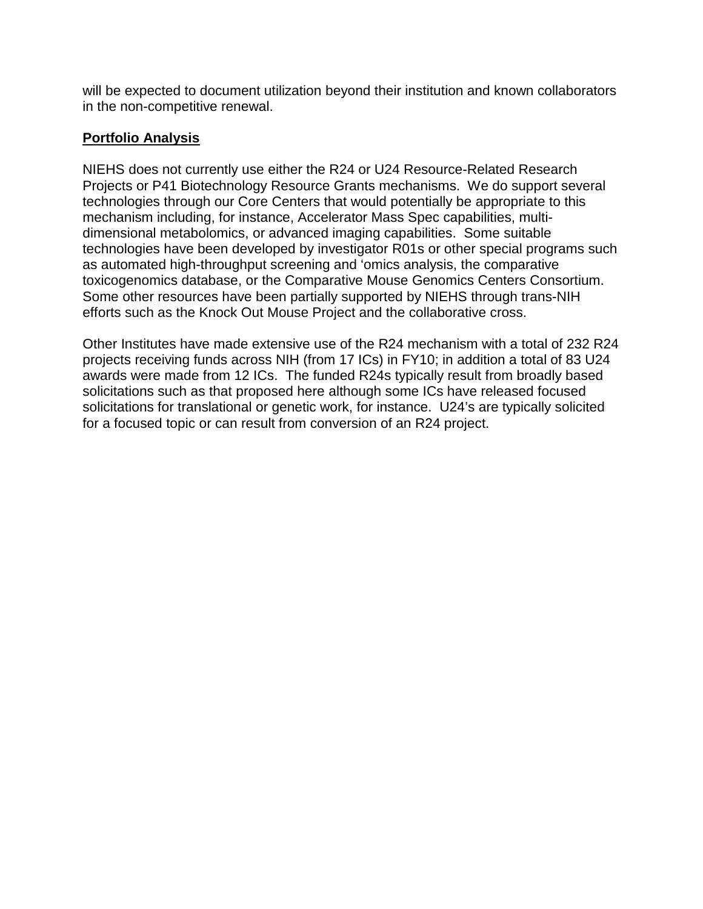will be expected to document utilization beyond their institution and known collaborators in the non-competitive renewal.

**Portfolio Analysis**

NIEHS does not currently use either the R24 or U24 Resource-Related Research Projects or P41 Biotechnology Resource Grants mechanisms. We do support several technologies through our Core Centers that would potentially be appropriate to this mechanism including, for instance, Accelerator Mass Spec capabilities, multi-dimensional metabolomics, or advanced imaging capabilities. Some suitable technologies have been developed by investigator R01s or other special programs such as automated high-throughput screening and 'omics analysis, the comparative toxicogenomics database, or the Comparative Mouse Genomics Centers Consortium. Some other resources have been partially supported by NIEHS through trans-NIH efforts such as the Knock Out Mouse Project and the collaborative cross.

Other Institutes have made extensive use of the R24 mechanism with a total of 232 R24 projects receiving funds across NIH (from 17 ICs) in FY10; in addition a total of 83 U24 awards were made from 12 ICs. The funded R24s typically result from broadly based solicitations such as that proposed here although some ICs have released focused solicitations for translational or genetic work, for instance. U24's are typically solicited for a focused topic or can result from conversion of an R24 project.